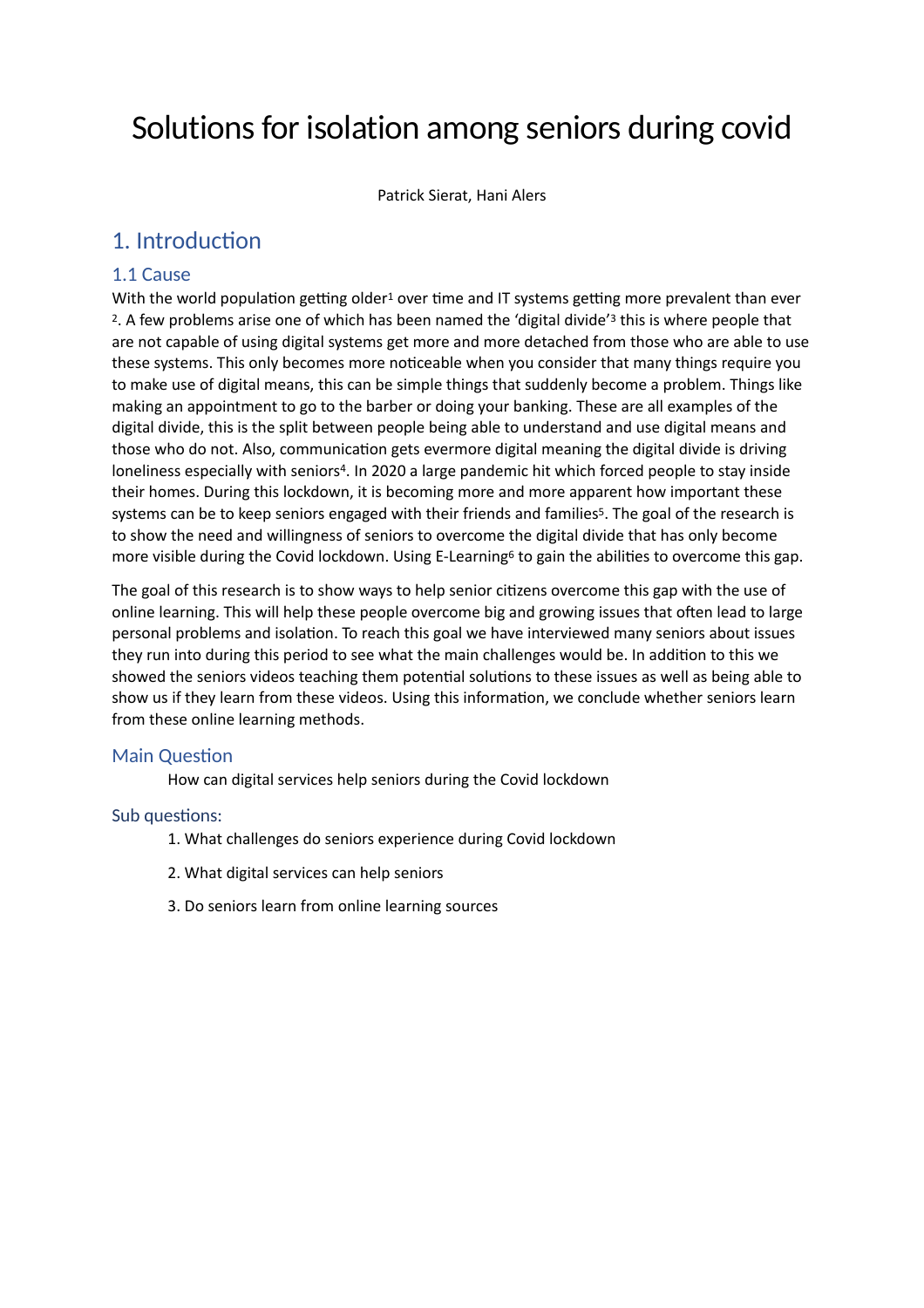# Solutions for isolation among seniors during covid

Patrick Sierat, Hani Alers

## 1. Introduction

### 1.1 Cause

With the world population getting older[1] over time and IT systems getting more prevalent than ever [2]. A few problems arise one of which has been named the 'digital divide'[3] this is where people that are not capable of using digital systems get more and more detached from those who are able to use these systems. This only becomes more noticeable when you consider that many things require you to make use of digital means, this can be simple things that suddenly become a problem. Things like making an appointment to go to the barber or doing your banking. These are all examples of the digital divide, this is the split between people being able to understand and use digital means and those who do not. Also, communication gets evermore digital meaning the digital divide is driving loneliness especially with seniors[4]. In 2020 a large pandemic hit which forced people to stay inside their homes. During this lockdown, it is becoming more and more apparent how important these systems can be to keep seniors engaged with their friends and families[5]. The goal of the research is to show the need and willingness of seniors to overcome the digital divide that has only become more visible during the Covid lockdown. Using E-Learning[6] to gain the abilities to overcome this gap.

The goal of this research is to show ways to help senior citizens overcome this gap with the use of online learning. This will help these people overcome big and growing issues that often lead to large personal problems and isolation. To reach this goal we have interviewed many seniors about issues they run into during this period to see what the main challenges would be. In addition to this we showed the seniors videos teaching them potential solutions to these issues as well as being able to show us if they learn from these videos. Using this information, we conclude whether seniors learn from these online learning methods.

### Main Question

How can digital services help seniors during the Covid lockdown

### Sub questions:

1. What challenges do seniors experience during Covid lockdown
2. What digital services can help seniors
3. Do seniors learn from online learning sources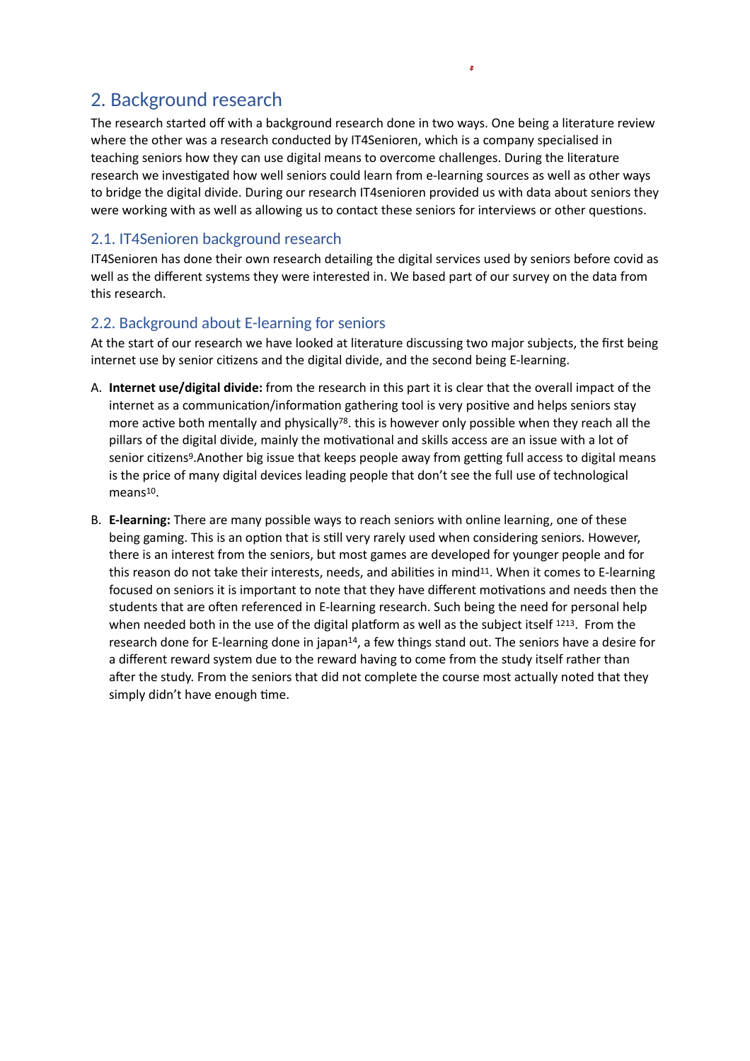## 2. Background research

The research started off with a background research done in two ways. One being a literature review where the other was a research conducted by IT4Senioren, which is a company specialised in teaching seniors how they can use digital means to overcome challenges. During the literature research we investigated how well seniors could learn from e-learning sources as well as other ways to bridge the digital divide. During our research IT4senioren provided us with data about seniors they were working with as well as allowing us to contact these seniors for interviews or other questions.

### 2.1. IT4Senioren background research

IT4Senioren has done their own research detailing the digital services used by seniors before covid as well as the different systems they were interested in. We based part of our survey on the data from this research.

### 2.2. Background about E-learning for seniors

At the start of our research we have looked at literature discussing two major subjects, the first being internet use by senior citizens and the digital divide, and the second being E-learning.

A. **Internet use/digital divide:** from the research in this part it is clear that the overall impact of the internet as a communication/information gathering tool is very positive and helps seniors stay more active both mentally and physically[7,8]. this is however only possible when they reach all the pillars of the digital divide, mainly the motivational and skills access are an issue with a lot of senior citizens[9].Another big issue that keeps people away from getting full access to digital means is the price of many digital devices leading people that don't see the full use of technological means[10].

B. **E-learning:** There are many possible ways to reach seniors with online learning, one of these being gaming. This is an option that is still very rarely used when considering seniors. However, there is an interest from the seniors, but most games are developed for younger people and for this reason do not take their interests, needs, and abilities in mind[11]. When it comes to E-learning focused on seniors it is important to note that they have different motivations and needs then the students that are often referenced in E-learning research. Such being the need for personal help when needed both in the use of the digital platform as well as the subject itself [12,13]. From the research done for E-learning done in japan[14], a few things stand out. The seniors have a desire for a different reward system due to the reward having to come from the study itself rather than after the study. From the seniors that did not complete the course most actually noted that they simply didn't have enough time.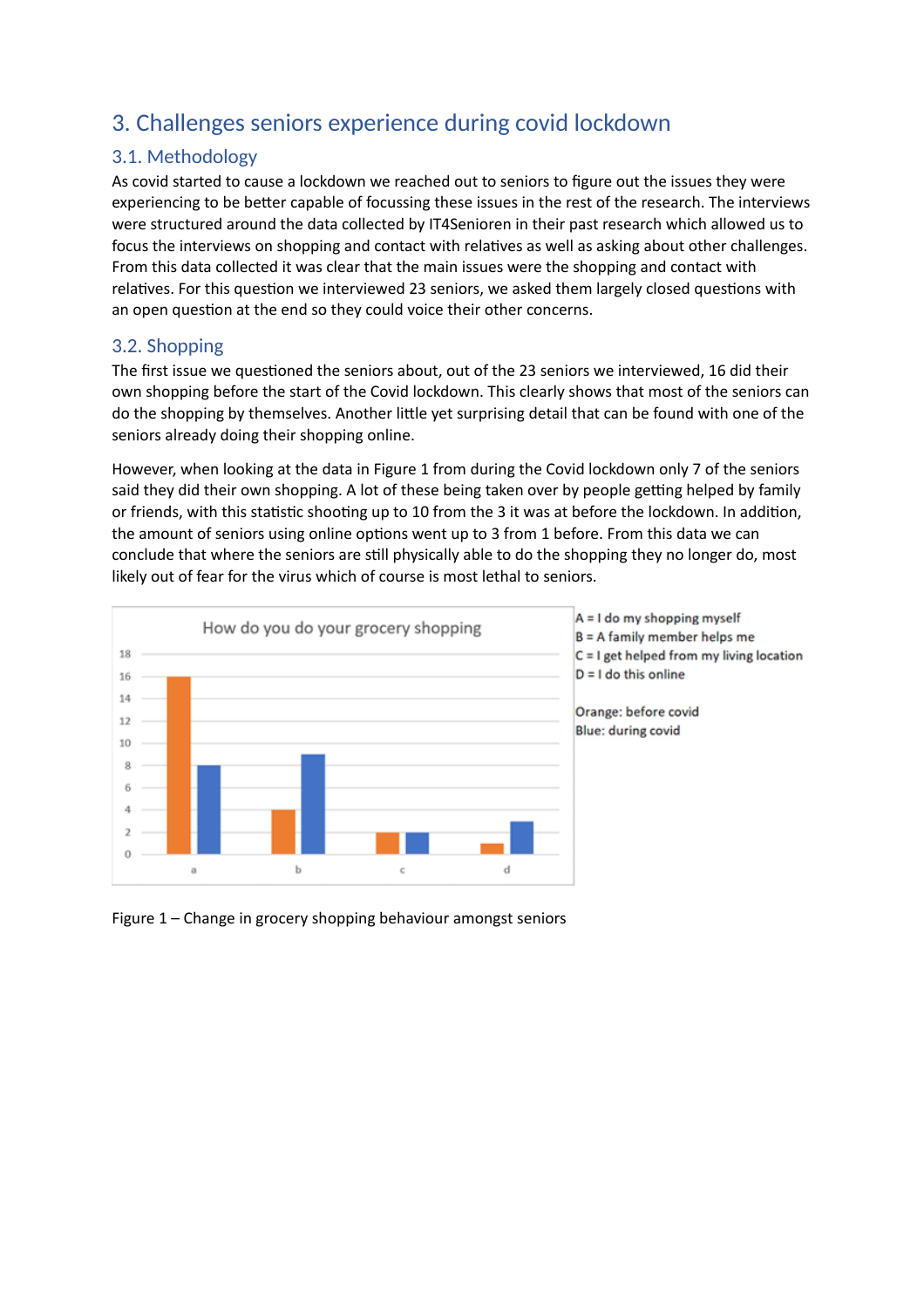## 3. Challenges seniors experience during covid lockdown

### 3.1. Methodology

As covid started to cause a lockdown we reached out to seniors to figure out the issues they were experiencing to be better capable of focussing these issues in the rest of the research. The interviews were structured around the data collected by IT4Senioren in their past research which allowed us to focus the interviews on shopping and contact with relatives as well as asking about other challenges. From this data collected it was clear that the main issues were the shopping and contact with relatives. For this question we interviewed 23 seniors, we asked them largely closed questions with an open question at the end so they could voice their other concerns.

### 3.2. Shopping

The first issue we questioned the seniors about, out of the 23 seniors we interviewed, 16 did their own shopping before the start of the Covid lockdown. This clearly shows that most of the seniors can do the shopping by themselves. Another little yet surprising detail that can be found with one of the seniors already doing their shopping online.

However, when looking at the data in Figure 1 from during the Covid lockdown only 7 of the seniors said they did their own shopping. A lot of these being taken over by people getting helped by family or friends, with this statistic shooting up to 10 from the 3 it was at before the lockdown. In addition, the amount of seniors using online options went up to 3 from 1 before. From this data we can conclude that where the seniors are still physically able to do the shopping they no longer do, most likely out of fear for the virus which of course is most lethal to seniors.

How do you do your grocery shopping

18
16
14
12
10
8
6
4
2
0

a b c d

A = I do my shopping myself
B = A family member helps me
C = I get helped from my living location
D = I do this online

Orange: before covid
Blue: during covid

Figure 1 – Change in grocery shopping behaviour amongst seniors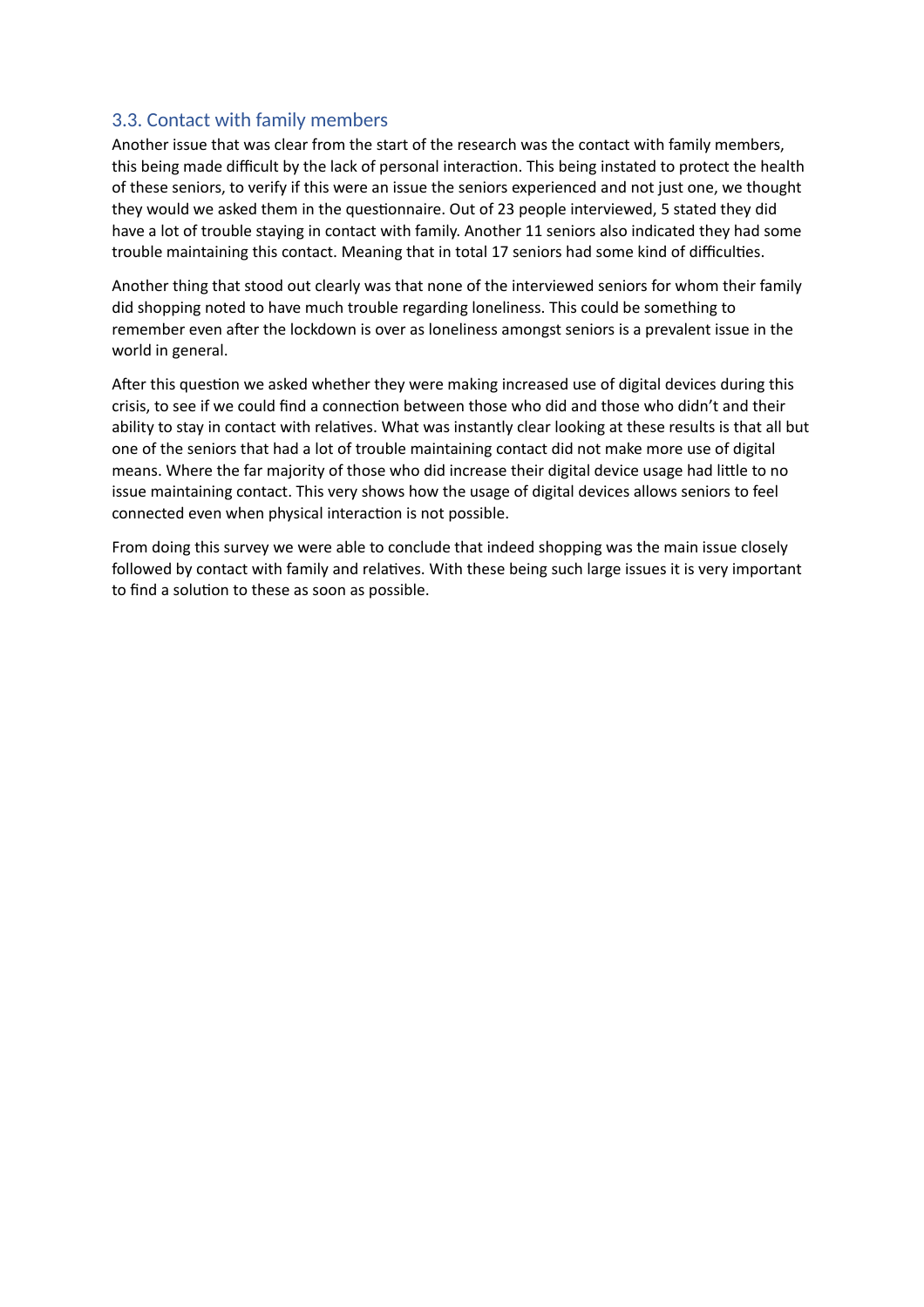## 3.3. Contact with family members

Another issue that was clear from the start of the research was the contact with family members, this being made difficult by the lack of personal interaction. This being instated to protect the health of these seniors, to verify if this were an issue the seniors experienced and not just one, we thought they would we asked them in the questionnaire. Out of 23 people interviewed, 5 stated they did have a lot of trouble staying in contact with family. Another 11 seniors also indicated they had some trouble maintaining this contact. Meaning that in total 17 seniors had some kind of difficulties.

Another thing that stood out clearly was that none of the interviewed seniors for whom their family did shopping noted to have much trouble regarding loneliness. This could be something to remember even after the lockdown is over as loneliness amongst seniors is a prevalent issue in the world in general.

After this question we asked whether they were making increased use of digital devices during this crisis, to see if we could find a connection between those who did and those who didn't and their ability to stay in contact with relatives. What was instantly clear looking at these results is that all but one of the seniors that had a lot of trouble maintaining contact did not make more use of digital means. Where the far majority of those who did increase their digital device usage had little to no issue maintaining contact. This very shows how the usage of digital devices allows seniors to feel connected even when physical interaction is not possible.

From doing this survey we were able to conclude that indeed shopping was the main issue closely followed by contact with family and relatives. With these being such large issues it is very important to find a solution to these as soon as possible.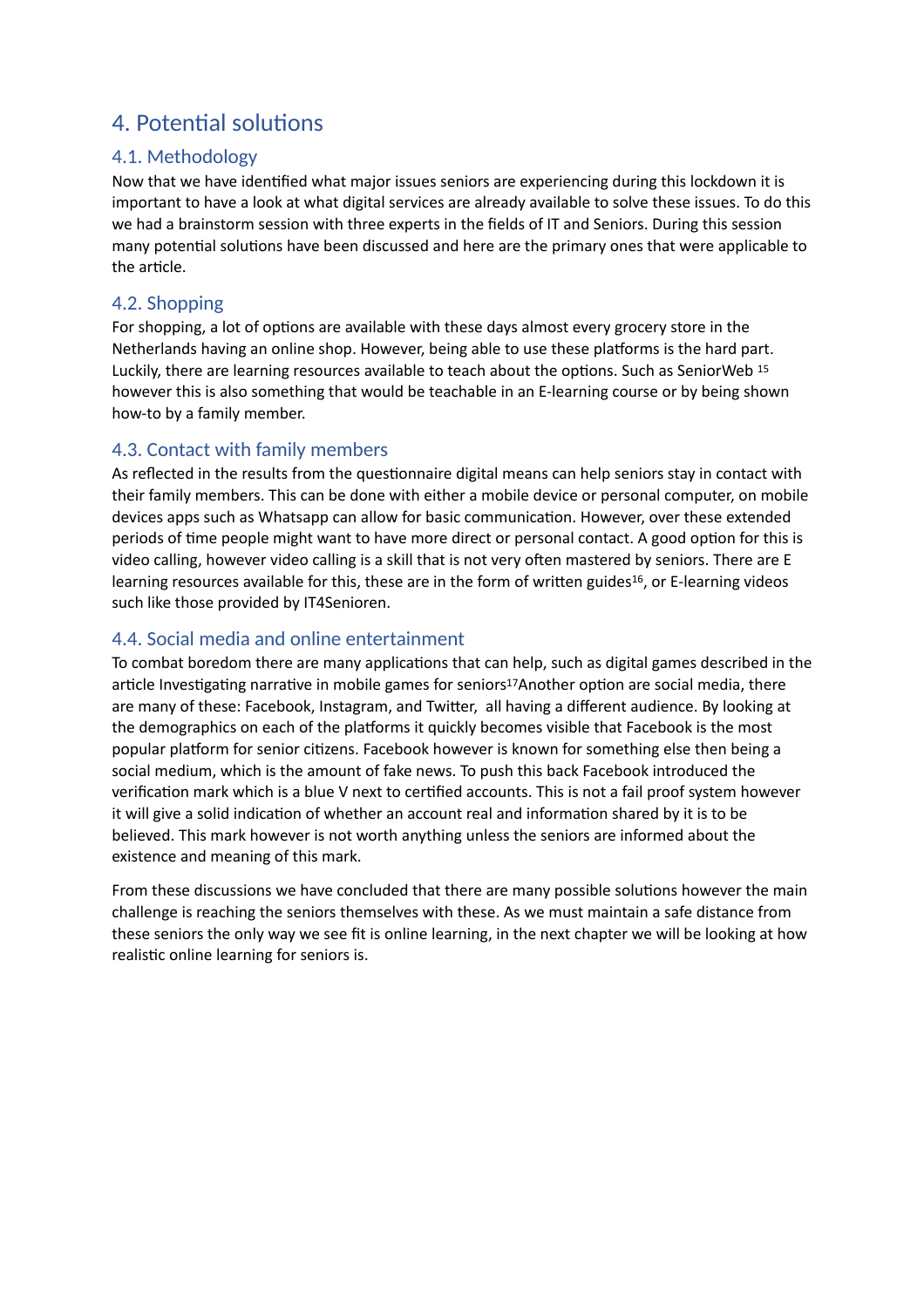# 4. Potential solutions

## 4.1. Methodology

Now that we have identified what major issues seniors are experiencing during this lockdown it is important to have a look at what digital services are already available to solve these issues. To do this we had a brainstorm session with three experts in the fields of IT and Seniors. During this session many potential solutions have been discussed and here are the primary ones that were applicable to the article.

## 4.2. Shopping

For shopping, a lot of options are available with these days almost every grocery store in the Netherlands having an online shop. However, being able to use these platforms is the hard part. Luckily, there are learning resources available to teach about the options. Such as SeniorWeb [15] however this is also something that would be teachable in an E-learning course or by being shown how-to by a family member.

## 4.3. Contact with family members

As reflected in the results from the questionnaire digital means can help seniors stay in contact with their family members. This can be done with either a mobile device or personal computer, on mobile devices apps such as Whatsapp can allow for basic communication. However, over these extended periods of time people might want to have more direct or personal contact. A good option for this is video calling, however video calling is a skill that is not very often mastered by seniors. There are E learning resources available for this, these are in the form of written guides[16], or E-learning videos such like those provided by IT4Senioren.

## 4.4. Social media and online entertainment

To combat boredom there are many applications that can help, such as digital games described in the article Investigating narrative in mobile games for seniors[17]Another option are social media, there are many of these: Facebook, Instagram, and Twitter, all having a different audience. By looking at the demographics on each of the platforms it quickly becomes visible that Facebook is the most popular platform for senior citizens. Facebook however is known for something else then being a social medium, which is the amount of fake news. To push this back Facebook introduced the verification mark which is a blue V next to certified accounts. This is not a fail proof system however it will give a solid indication of whether an account real and information shared by it is to be believed. This mark however is not worth anything unless the seniors are informed about the existence and meaning of this mark.

From these discussions we have concluded that there are many possible solutions however the main challenge is reaching the seniors themselves with these. As we must maintain a safe distance from these seniors the only way we see fit is online learning, in the next chapter we will be looking at how realistic online learning for seniors is.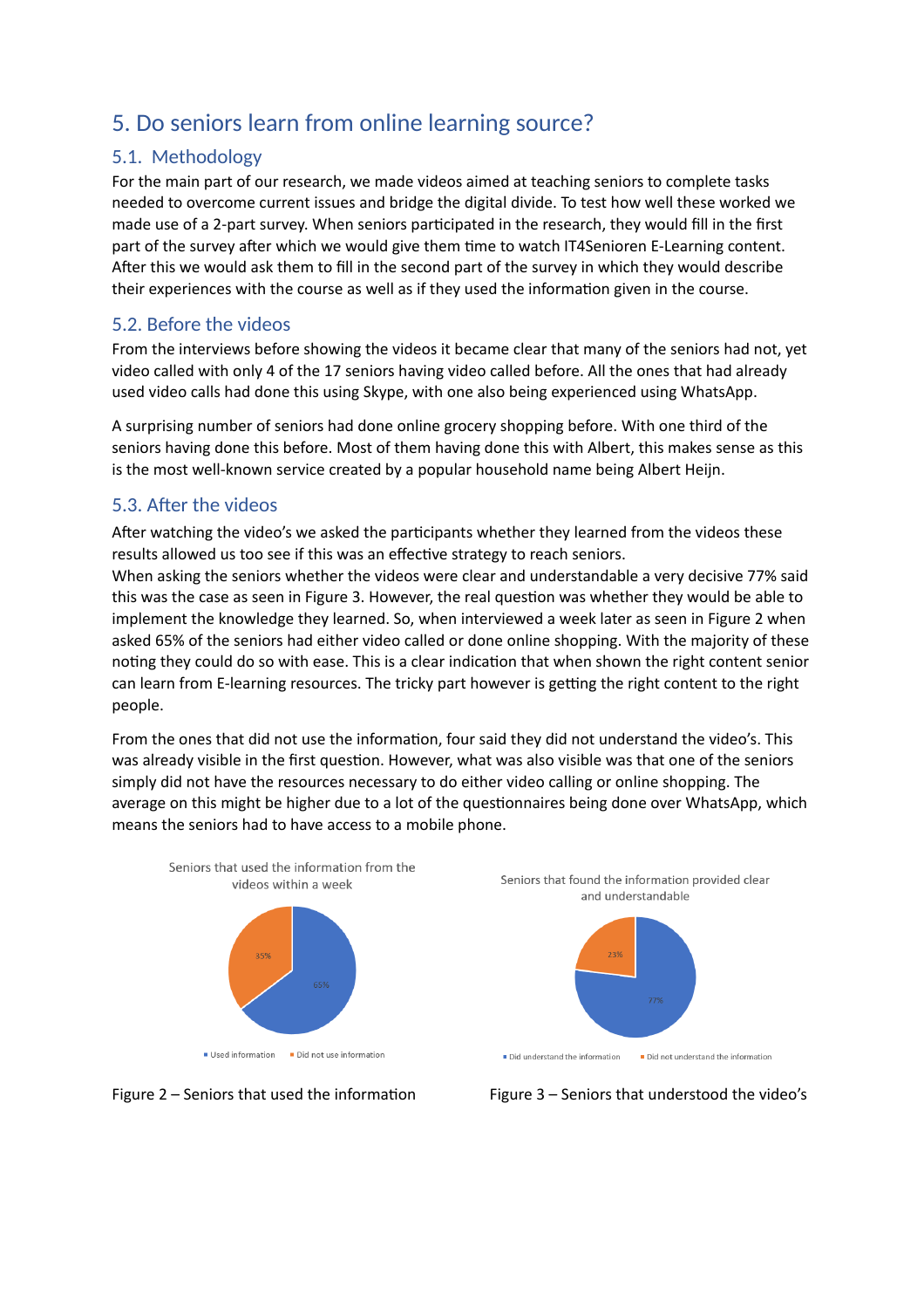# 5. Do seniors learn from online learning source?

## 5.1. Methodology

For the main part of our research, we made videos aimed at teaching seniors to complete tasks needed to overcome current issues and bridge the digital divide. To test how well these worked we made use of a 2-part survey. When seniors participated in the research, they would fill in the first part of the survey after which we would give them time to watch IT4Senioren E-Learning content. After this we would ask them to fill in the second part of the survey in which they would describe their experiences with the course as well as if they used the information given in the course.

## 5.2. Before the videos

From the interviews before showing the videos it became clear that many of the seniors had not, yet video called with only 4 of the 17 seniors having video called before. All the ones that had already used video calls had done this using Skype, with one also being experienced using WhatsApp.

A surprising number of seniors had done online grocery shopping before. With one third of the seniors having done this before. Most of them having done this with Albert, this makes sense as this is the most well-known service created by a popular household name being Albert Heijn.

## 5.3. After the videos

After watching the video's we asked the participants whether they learned from the videos these results allowed us too see if this was an effective strategy to reach seniors.
When asking the seniors whether the videos were clear and understandable a very decisive 77% said this was the case as seen in Figure 3. However, the real question was whether they would be able to implement the knowledge they learned. So, when interviewed a week later as seen in Figure 2 when asked 65% of the seniors had either video called or done online shopping. With the majority of these noting they could do so with ease. This is a clear indication that when shown the right content senior can learn from E-learning resources. The tricky part however is getting the right content to the right people.

From the ones that did not use the information, four said they did not understand the video's. This was already visible in the first question. However, what was also visible was that one of the seniors simply did not have the resources necessary to do either video calling or online shopping. The average on this might be higher due to a lot of the questionnaires being done over WhatsApp, which means the seniors had to have access to a mobile phone.

Seniors that used the information from the videos within a week

35%

65%

Used information
Did not use information

Figure 2 – Seniors that used the information

Seniors that found the information provided clear and understandable

23%

77%

Did understand the information
Did not understand the information

Figure 3 – Seniors that understood the video's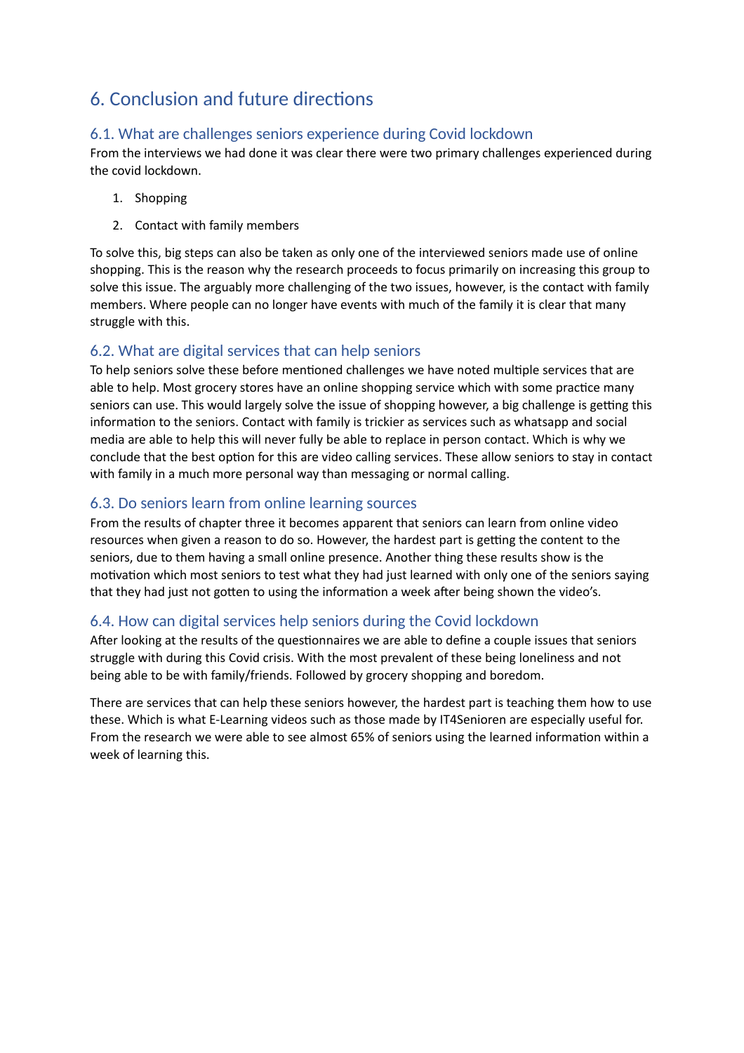# 6. Conclusion and future directions

## 6.1. What are challenges seniors experience during Covid lockdown

From the interviews we had done it was clear there were two primary challenges experienced during the covid lockdown.

1. Shopping
2. Contact with family members

To solve this, big steps can also be taken as only one of the interviewed seniors made use of online shopping. This is the reason why the research proceeds to focus primarily on increasing this group to solve this issue. The arguably more challenging of the two issues, however, is the contact with family members. Where people can no longer have events with much of the family it is clear that many struggle with this.

## 6.2. What are digital services that can help seniors

To help seniors solve these before mentioned challenges we have noted multiple services that are able to help. Most grocery stores have an online shopping service which with some practice many seniors can use. This would largely solve the issue of shopping however, a big challenge is getting this information to the seniors. Contact with family is trickier as services such as whatsapp and social media are able to help this will never fully be able to replace in person contact. Which is why we conclude that the best option for this are video calling services. These allow seniors to stay in contact with family in a much more personal way than messaging or normal calling.

## 6.3. Do seniors learn from online learning sources

From the results of chapter three it becomes apparent that seniors can learn from online video resources when given a reason to do so. However, the hardest part is getting the content to the seniors, due to them having a small online presence. Another thing these results show is the motivation which most seniors to test what they had just learned with only one of the seniors saying that they had just not gotten to using the information a week after being shown the video's.

## 6.4. How can digital services help seniors during the Covid lockdown

After looking at the results of the questionnaires we are able to define a couple issues that seniors struggle with during this Covid crisis. With the most prevalent of these being loneliness and not being able to be with family/friends. Followed by grocery shopping and boredom.

There are services that can help these seniors however, the hardest part is teaching them how to use these. Which is what E-Learning videos such as those made by IT4Senioren are especially useful for. From the research we were able to see almost 65% of seniors using the learned information within a week of learning this.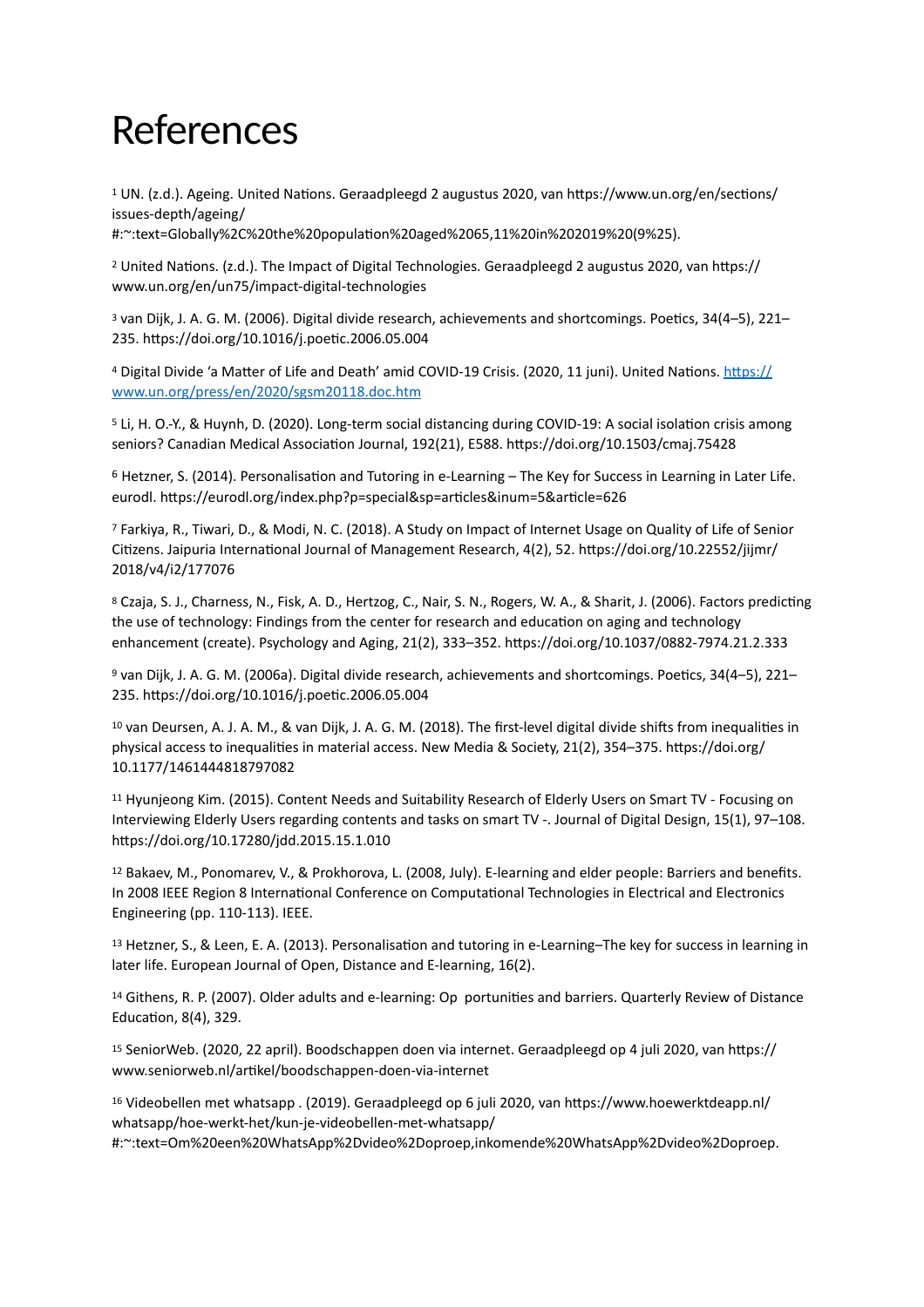# References

[1] UN. (z.d.). Ageing. United Nations. Geraadpleegd 2 augustus 2020, van https://www.un.org/en/sections/issues-depth/ageing/#:~:text=Globally%2C%20the%20population%20aged%2065,11%20in%202019%20(9%25).

[2] United Nations. (z.d.). The Impact of Digital Technologies. Geraadpleegd 2 augustus 2020, van https://www.un.org/en/un75/impact-digital-technologies

[3] van Dijk, J. A. G. M. (2006). Digital divide research, achievements and shortcomings. Poetics, 34(4–5), 221–235. https://doi.org/10.1016/j.poetic.2006.05.004

[4] Digital Divide 'a Matter of Life and Death' amid COVID-19 Crisis. (2020, 11 juni). United Nations. [https://www.un.org/press/en/2020/sgsm20118.doc.htm](https://www.un.org/press/en/2020/sgsm20118.doc.htm)

[5] Li, H. O.-Y., & Huynh, D. (2020). Long-term social distancing during COVID-19: A social isolation crisis among seniors? Canadian Medical Association Journal, 192(21), E588. https://doi.org/10.1503/cmaj.75428

[6] Hetzner, S. (2014). Personalisation and Tutoring in e-Learning – The Key for Success in Learning in Later Life. eurodl. https://eurodl.org/index.php?p=special&sp=articles&inum=5&article=626

[7] Farkiya, R., Tiwari, D., & Modi, N. C. (2018). A Study on Impact of Internet Usage on Quality of Life of Senior Citizens. Jaipuria International Journal of Management Research, 4(2), 52. https://doi.org/10.22552/jijmr/2018/v4/i2/177076

[8] Czaja, S. J., Charness, N., Fisk, A. D., Hertzog, C., Nair, S. N., Rogers, W. A., & Sharit, J. (2006). Factors predicting the use of technology: Findings from the center for research and education on aging and technology enhancement (create). Psychology and Aging, 21(2), 333–352. https://doi.org/10.1037/0882-7974.21.2.333

[9] van Dijk, J. A. G. M. (2006a). Digital divide research, achievements and shortcomings. Poetics, 34(4–5), 221–235. https://doi.org/10.1016/j.poetic.2006.05.004

[10] van Deursen, A. J. A. M., & van Dijk, J. A. G. M. (2018). The first-level digital divide shifts from inequalities in physical access to inequalities in material access. New Media & Society, 21(2), 354–375. https://doi.org/10.1177/1461444818797082

[11] Hyunjeong Kim. (2015). Content Needs and Suitability Research of Elderly Users on Smart TV - Focusing on Interviewing Elderly Users regarding contents and tasks on smart TV -. Journal of Digital Design, 15(1), 97–108. https://doi.org/10.17280/jdd.2015.15.1.010

[12] Bakaev, M., Ponomarev, V., & Prokhorova, L. (2008, July). E-learning and elder people: Barriers and benefits. In 2008 IEEE Region 8 International Conference on Computational Technologies in Electrical and Electronics Engineering (pp. 110-113). IEEE.

[13] Hetzner, S., & Leen, E. A. (2013). Personalisation and tutoring in e-Learning–The key for success in learning in later life. European Journal of Open, Distance and E-learning, 16(2).

[14] Githens, R. P. (2007). Older adults and e-learning: Op portunities and barriers. Quarterly Review of Distance Education, 8(4), 329.

[15] SeniorWeb. (2020, 22 april). Boodschappen doen via internet. Geraadpleegd op 4 juli 2020, van https://www.seniorweb.nl/artikel/boodschappen-doen-via-internet

[16] Videobellen met whatsapp . (2019). Geraadpleegd op 6 juli 2020, van https://www.hoewerktdeapp.nl/whatsapp/hoe-werkt-het/kun-je-videobellen-met-whatsapp/#:~:text=Om%20een%20WhatsApp%2Dvideo%2Doproep,inkomende%20WhatsApp%2Dvideo%2Doproep.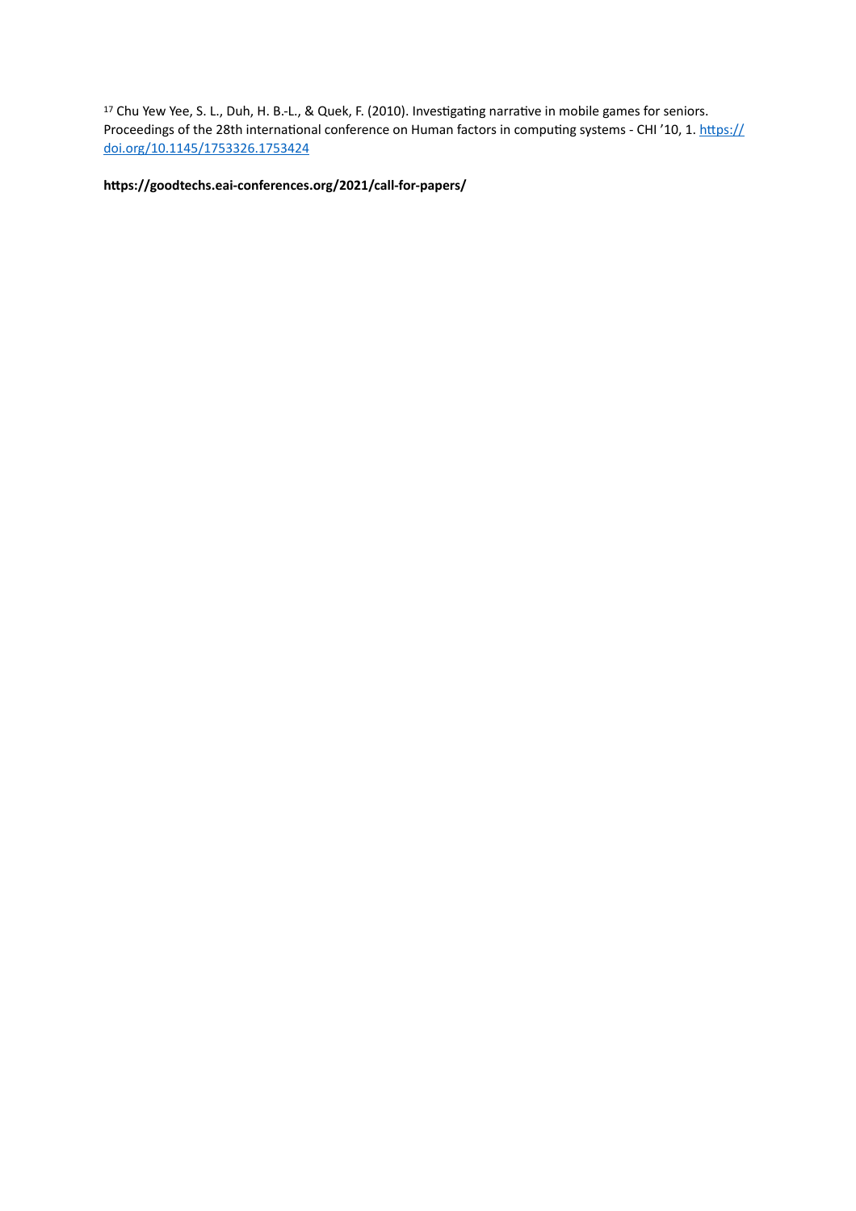[17] Chu Yew Yee, S. L., Duh, H. B.-L., & Quek, F. (2010). Investigating narrative in mobile games for seniors. Proceedings of the 28th international conference on Human factors in computing systems - CHI '10, 1. https://doi.org/10.1145/1753326.1753424

**https://goodtechs.eai-conferences.org/2021/call-for-papers/**